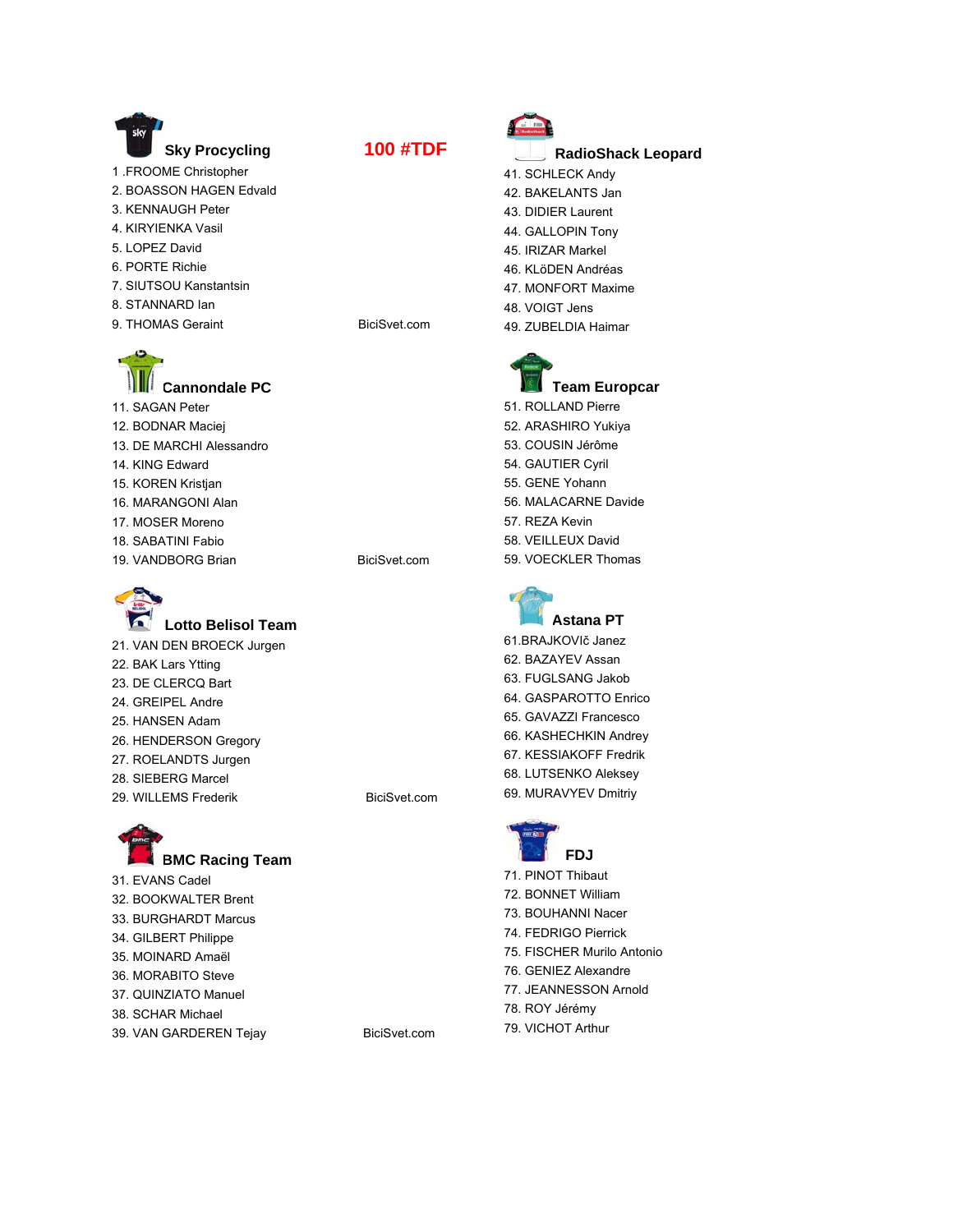# 100 #TDF

## Sky Procycling

1 .FROOME Christopher
2. BOASSON HAGEN Edvald
3. KENNAUGH Peter
4. KIRYIENKA Vasil
5. LOPEZ David
6. PORTE Richie
7. SIUTSOU Kanstantsin
8. STANNARD Ian
9. THOMAS Geraint

BiciSvet.com

## Cannondale PC

11. SAGAN Peter
12. BODNAR Maciej
13. DE MARCHI Alessandro
14. KING Edward
15. KOREN Kristjan
16. MARANGONI Alan
17. MOSER Moreno
18. SABATINI Fabio
19. VANDBORG Brian

BiciSvet.com

## Lotto Belisol Team

21. VAN DEN BROECK Jurgen
22. BAK Lars Ytting
23. DE CLERCQ Bart
24. GREIPEL Andre
25. HANSEN Adam
26. HENDERSON Gregory
27. ROELANDTS Jurgen
28. SIEBERG Marcel
29. WILLEMS Frederik

BiciSvet.com

## BMC Racing Team

31. EVANS Cadel
32. BOOKWALTER Brent
33. BURGHARDT Marcus
34. GILBERT Philippe
35. MOINARD Amaël
36. MORABITO Steve
37. QUINZIATO Manuel
38. SCHAR Michael
39. VAN GARDEREN Tejay

BiciSvet.com

## RadioShack Leopard

41. SCHLECK Andy
42. BAKELANTS Jan
43. DIDIER Laurent
44. GALLOPIN Tony
45. IRIZAR Markel
46. KLöDEN Andréas
47. MONFORT Maxime
48. VOIGT Jens
49. ZUBELDIA Haimar

## Team Europcar

51. ROLLAND Pierre
52. ARASHIRO Yukiya
53. COUSIN Jérôme
54. GAUTIER Cyril
55. GENE Yohann
56. MALACARNE Davide
57. REZA Kevin
58. VEILLEUX David
59. VOECKLER Thomas

## Astana PT

61.BRAJKOVIč Janez
62. BAZAYEV Assan
63. FUGLSANG Jakob
64. GASPAROTTO Enrico
65. GAVAZZI Francesco
66. KASHECHKIN Andrey
67. KESSIAKOFF Fredrik
68. LUTSENKO Aleksey
69. MURAVYEV Dmitriy

## FDJ

71. PINOT Thibaut
72. BONNET William
73. BOUHANNI Nacer
74. FEDRIGO Pierrick
75. FISCHER Murilo Antonio
76. GENIEZ Alexandre
77. JEANNESSON Arnold
78. ROY Jérémy
79. VICHOT Arthur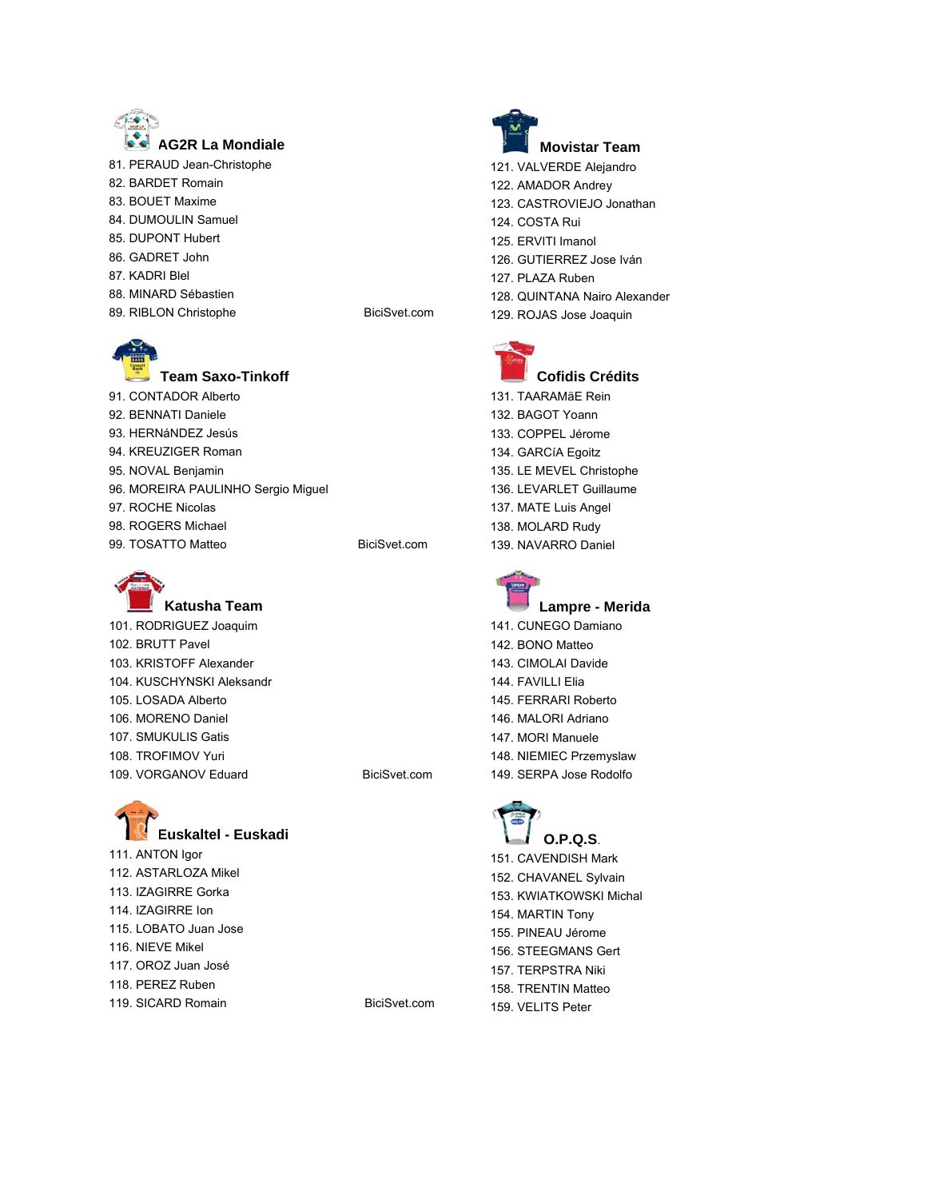## AG2R La Mondiale

81. PERAUD Jean-Christophe
82. BARDET Romain
83. BOUET Maxime
84. DUMOULIN Samuel
85. DUPONT Hubert
86. GADRET John
87. KADRI Blel
88. MINARD Sébastien
89. RIBLON Christophe

BiciSvet.com

## Team Saxo-Tinkoff

91. CONTADOR Alberto
92. BENNATI Daniele
93. HERNáNDEZ Jesús
94. KREUZIGER Roman
95. NOVAL Benjamin
96. MOREIRA PAULINHO Sergio Miguel
97. ROCHE Nicolas
98. ROGERS Michael
99. TOSATTO Matteo

BiciSvet.com

## Katusha Team

101. RODRIGUEZ Joaquim
102. BRUTT Pavel
103. KRISTOFF Alexander
104. KUSCHYNSKI Aleksandr
105. LOSADA Alberto
106. MORENO Daniel
107. SMUKULIS Gatis
108. TROFIMOV Yuri
109. VORGANOV Eduard

BiciSvet.com

## Euskaltel - Euskadi

111. ANTON Igor
112. ASTARLOZA Mikel
113. IZAGIRRE Gorka
114. IZAGIRRE Ion
115. LOBATO Juan Jose
116. NIEVE Mikel
117. OROZ Juan José
118. PEREZ Ruben
119. SICARD Romain

BiciSvet.com

## Movistar Team

121. VALVERDE Alejandro
122. AMADOR Andrey
123. CASTROVIEJO Jonathan
124. COSTA Rui
125. ERVITI Imanol
126. GUTIERREZ Jose Iván
127. PLAZA Ruben
128. QUINTANA Nairo Alexander
129. ROJAS Jose Joaquin

## Cofidis Crédits

131. TAARAMäE Rein
132. BAGOT Yoann
133. COPPEL Jérome
134. GARCíA Egoitz
135. LE MEVEL Christophe
136. LEVARLET Guillaume
137. MATE Luis Angel
138. MOLARD Rudy
139. NAVARRO Daniel

## Lampre - Merida

141. CUNEGO Damiano
142. BONO Matteo
143. CIMOLAI Davide
144. FAVILLI Elia
145. FERRARI Roberto
146. MALORI Adriano
147. MORI Manuele
148. NIEMIEC Przemyslaw
149. SERPA Jose Rodolfo

## O.P.Q.S.

151. CAVENDISH Mark
152. CHAVANEL Sylvain
153. KWIATKOWSKI Michal
154. MARTIN Tony
155. PINEAU Jérome
156. STEEGMANS Gert
157. TERPSTRA Niki
158. TRENTIN Matteo
159. VELITS Peter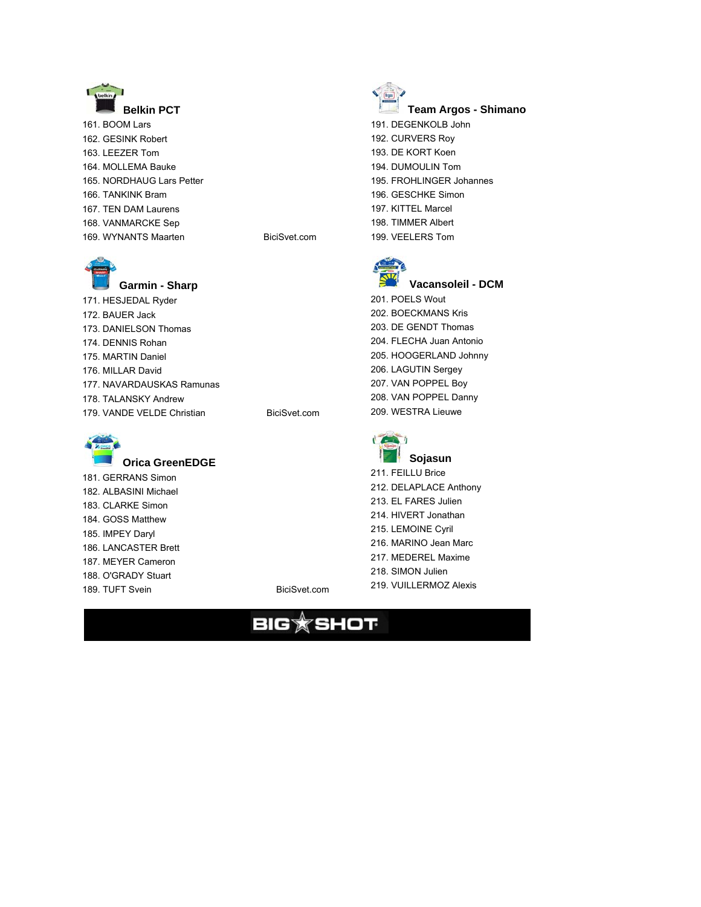## Belkin PCT

161. BOOM Lars
162. GESINK Robert
163. LEEZER Tom
164. MOLLEMA Bauke
165. NORDHAUG Lars Petter
166. TANKINK Bram
167. TEN DAM Laurens
168. VANMARCKE Sep
169. WYNANTS Maarten

BiciSvet.com

## Team Argos - Shimano

191. DEGENKOLB John
192. CURVERS Roy
193. DE KORT Koen
194. DUMOULIN Tom
195. FROHLINGER Johannes
196. GESCHKE Simon
197. KITTEL Marcel
198. TIMMER Albert
199. VEELERS Tom

## Garmin - Sharp

171. HESJEDAL Ryder
172. BAUER Jack
173. DANIELSON Thomas
174. DENNIS Rohan
175. MARTIN Daniel
176. MILLAR David
177. NAVARDAUSKAS Ramunas
178. TALANSKY Andrew
179. VANDE VELDE Christian

BiciSvet.com

## Vacansoleil - DCM

201. POELS Wout
202. BOECKMANS Kris
203. DE GENDT Thomas
204. FLECHA Juan Antonio
205. HOOGERLAND Johnny
206. LAGUTIN Sergey
207. VAN POPPEL Boy
208. VAN POPPEL Danny
209. WESTRA Lieuwe

## Orica GreenEDGE

181. GERRANS Simon
182. ALBASINI Michael
183. CLARKE Simon
184. GOSS Matthew
185. IMPEY Daryl
186. LANCASTER Brett
187. MEYER Cameron
188. O'GRADY Stuart
189. TUFT Svein

BiciSvet.com

## Sojasun

211. FEILLU Brice
212. DELAPLACE Anthony
213. EL FARES Julien
214. HIVERT Jonathan
215. LEMOINE Cyril
216. MARINO Jean Marc
217. MEDEREL Maxime
218. SIMON Julien
219. VUILLERMOZ Alexis

BIG SHOT